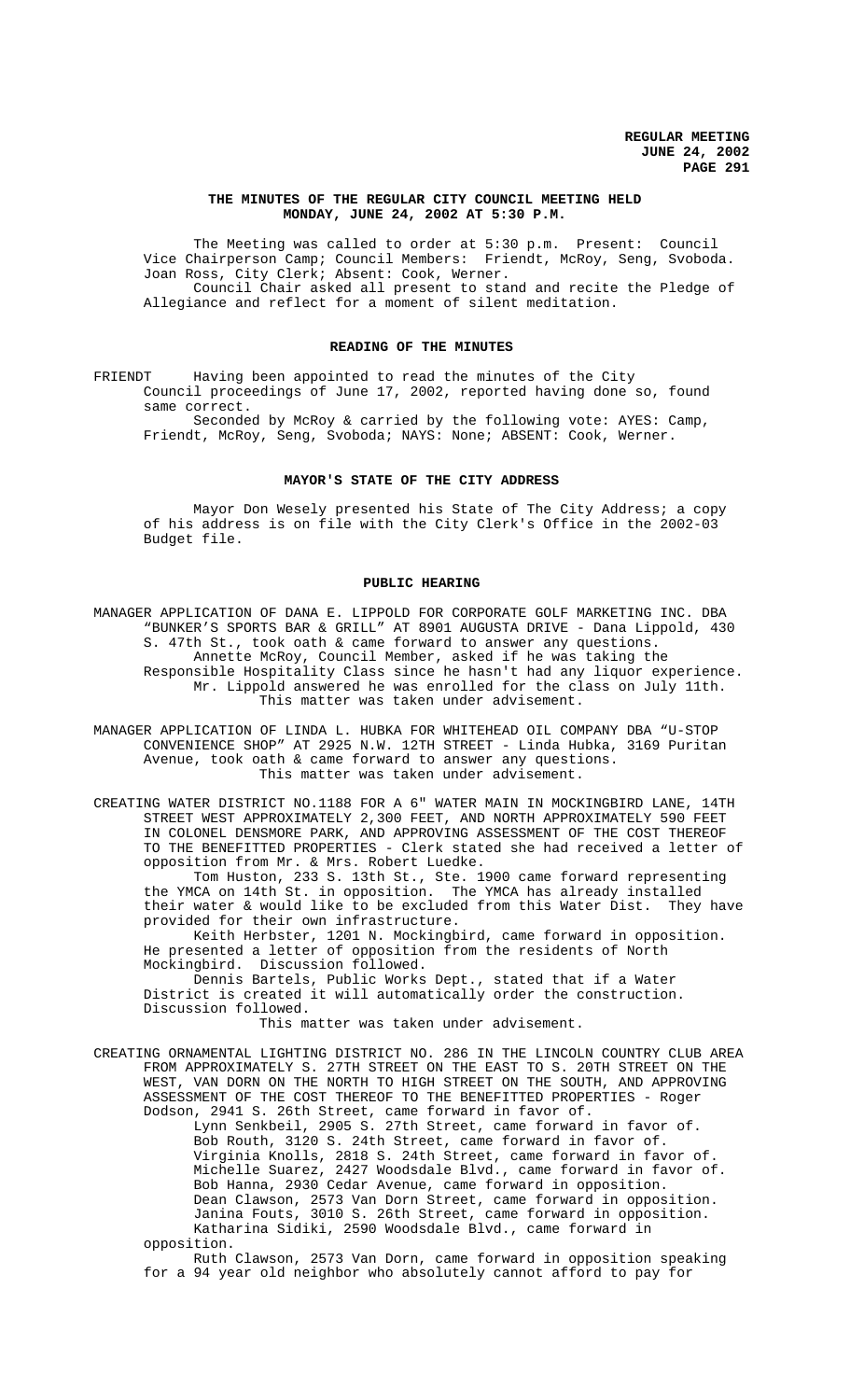## THE MINUTES OF THE REGULAR CITY COUNCIL MEETING HELD MONDAY, JUNE 24, 2002 AT 5:30 P.M.

The Meeting was called to order at 5:30 p.m. Present: Council Vice Chairperson Camp; Council Members: Friendt, McRoy, Seng, Svoboda. Joan Ross, City Clerk; Absent: Cook, Werner.

Council Chair asked all present to stand and recite the Pledge of Allegiance and reflect for a moment of silent meditation.

### READING OF THE MINUTES

FRIENDT Having been appointed to read the minutes of the City Council proceedings of June 17, 2002, reported having done so, found same correct.

Seconded by McRoy & carried by the following vote: AYES: Camp, Friendt, McRoy, Seng, Svoboda; NAYS: None; ABSENT: Cook, Werner.

### MAYOR'S STATE OF THE CITY ADDRESS

Mayor Don Wesely presented his State of The City Address; a copy of his address is on file with the City Clerk's Office in the 2002-03 Budget file.

### PUBLIC HEARING

MANAGER APPLICATION OF DANA E. LIPPOLD FOR CORPORATE GOLF MARKETING INC. DBA "BUNKER'S SPORTS BAR & GRILL" AT 8901 AUGUSTA DRIVE - Dana Lippold, 430 S. 47th St., took oath & came forward to answer any questions.

Annette McRoy, Council Member, asked if he was taking the Responsible Hospitality Class since he hasn't had any liquor experience.

Mr. Lippold answered he was enrolled for the class on July 11th.

This matter was taken under advisement.

MANAGER APPLICATION OF LINDA L. HUBKA FOR WHITEHEAD OIL COMPANY DBA "U-STOP CONVENIENCE SHOP" AT 2925 N.W. 12TH STREET - Linda Hubka, 3169 Puritan Avenue, took oath & came forward to answer any questions.

This matter was taken under advisement.

CREATING WATER DISTRICT NO.1188 FOR A 6" WATER MAIN IN MOCKINGBIRD LANE, 14TH STREET WEST APPROXIMATELY 2,300 FEET, AND NORTH APPROXIMATELY 590 FEET IN COLONEL DENSMORE PARK, AND APPROVING ASSESSMENT OF THE COST THEREOF TO THE BENEFITTED PROPERTIES - Clerk stated she had received a letter of opposition from Mr. & Mrs. Robert Luedke.

Tom Huston, 233 S. 13th St., Ste. 1900 came forward representing the YMCA on 14th St. in opposition. The YMCA has already installed their water & would like to be excluded from this Water Dist. They have provided for their own infrastructure.

Keith Herbster, 1201 N. Mockingbird, came forward in opposition. He presented a letter of opposition from the residents of North Mockingbird. Discussion followed.

Dennis Bartels, Public Works Dept., stated that if a Water District is created it will automatically order the construction. Discussion followed.

This matter was taken under advisement.

CREATING ORNAMENTAL LIGHTING DISTRICT NO. 286 IN THE LINCOLN COUNTRY CLUB AREA FROM APPROXIMATELY S. 27TH STREET ON THE EAST TO S. 20TH STREET ON THE WEST, VAN DORN ON THE NORTH TO HIGH STREET ON THE SOUTH, AND APPROVING ASSESSMENT OF THE COST THEREOF TO THE BENEFITTED PROPERTIES - Roger Dodson, 2941 S. 26th Street, came forward in favor of.

Lynn Senkbeil, 2905 S. 27th Street, came forward in favor of.

Bob Routh, 3120 S. 24th Street, came forward in favor of.

Virginia Knolls, 2818 S. 24th Street, came forward in favor of.

Michelle Suarez, 2427 Woodsdale Blvd., came forward in favor of.

Bob Hanna, 2930 Cedar Avenue, came forward in opposition.

Dean Clawson, 2573 Van Dorn Street, came forward in opposition.

Janina Fouts, 3010 S. 26th Street, came forward in opposition.

Katharina Sidiki, 2590 Woodsdale Blvd., came forward in opposition.

Ruth Clawson, 2573 Van Dorn, came forward in opposition speaking for a 94 year old neighbor who absolutely cannot afford to pay for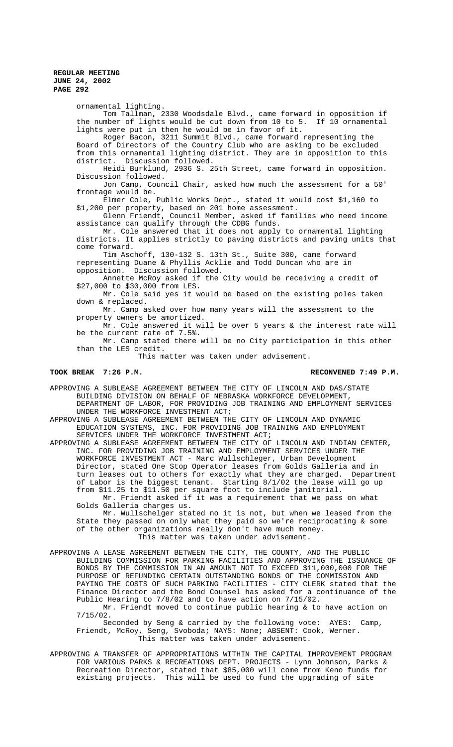ornamental lighting.

Tom Tallman, 2330 Woodsdale Blvd., came forward in opposition if the number of lights would be cut down from 10 to 5. If 10 ornamental lights were put in then he would be in favor of it.

Roger Bacon, 3211 Summit Blvd., came forward representing the Board of Directors of the Country Club who are asking to be excluded from this ornamental lighting district. They are in opposition to this district. Discussion followed.

Heidi Burklund, 2936 S. 25th Street, came forward in opposition. Discussion followed.

Jon Camp, Council Chair, asked how much the assessment for a 50' frontage would be.

Elmer Cole, Public Works Dept., stated it would cost $1,160 to $1,200 per property, based on 201 home assessment.

Glenn Friendt, Council Member, asked if families who need income assistance can qualify through the CDBG funds.

Mr. Cole answered that it does not apply to ornamental lighting districts. It applies strictly to paving districts and paving units that come forward.

Tim Aschoff, 130-132 S. 13th St., Suite 300, came forward representing Duane & Phyllis Acklie and Todd Duncan who are in opposition. Discussion followed.

Annette McRoy asked if the City would be receiving a credit of $27,000 to $30,000 from LES.

Mr. Cole said yes it would be based on the existing poles taken down & replaced.

Mr. Camp asked over how many years will the assessment to the property owners be amortized.

Mr. Cole answered it will be over 5 years & the interest rate will be the current rate of 7.5%.

Mr. Camp stated there will be no City participation in this other than the LES credit.

This matter was taken under advisement.

**TOOK BREAK 7:26 P.M. RECONVENED 7:49 P.M.**

APPROVING A SUBLEASE AGREEMENT BETWEEN THE CITY OF LINCOLN AND DAS/STATE BUILDING DIVISION ON BEHALF OF NEBRASKA WORKFORCE DEVELOPMENT, DEPARTMENT OF LABOR, FOR PROVIDING JOB TRAINING AND EMPLOYMENT SERVICES UNDER THE WORKFORCE INVESTMENT ACT;

APPROVING A SUBLEASE AGREEMENT BETWEEN THE CITY OF LINCOLN AND DYNAMIC EDUCATION SYSTEMS, INC. FOR PROVIDING JOB TRAINING AND EMPLOYMENT SERVICES UNDER THE WORKFORCE INVESTMENT ACT;

APPROVING A SUBLEASE AGREEMENT BETWEEN THE CITY OF LINCOLN AND INDIAN CENTER, INC. FOR PROVIDING JOB TRAINING AND EMPLOYMENT SERVICES UNDER THE WORKFORCE INVESTMENT ACT - Marc Wullschleger, Urban Development Director, stated One Stop Operator leases from Golds Galleria and in turn leases out to others for exactly what they are charged. Department of Labor is the biggest tenant. Starting 8/1/02 the lease will go up from $11.25 to $11.50 per square foot to include janitorial.

Mr. Friendt asked if it was a requirement that we pass on what Golds Galleria charges us.

Mr. Wullschelger stated no it is not, but when we leased from the State they passed on only what they paid so we're reciprocating & some of the other organizations really don't have much money.

This matter was taken under advisement.

APPROVING A LEASE AGREEMENT BETWEEN THE CITY, THE COUNTY, AND THE PUBLIC BUILDING COMMISSION FOR PARKING FACILITIES AND APPROVING THE ISSUANCE OF BONDS BY THE COMMISSION IN AN AMOUNT NOT TO EXCEED $11,000,000 FOR THE PURPOSE OF REFUNDING CERTAIN OUTSTANDING BONDS OF THE COMMISSION AND PAYING THE COSTS OF SUCH PARKING FACILITIES - CITY CLERK stated that the Finance Director and the Bond Counsel has asked for a continuance of the Public Hearing to 7/8/02 and to have action on 7/15/02.

Mr. Friendt moved to continue public hearing & to have action on 7/15/02.

Seconded by Seng & carried by the following vote: AYES: Camp, Friendt, McRoy, Seng, Svoboda; NAYS: None; ABSENT: Cook, Werner.

This matter was taken under advisement.

APPROVING A TRANSFER OF APPROPRIATIONS WITHIN THE CAPITAL IMPROVEMENT PROGRAM FOR VARIOUS PARKS & RECREATIONS DEPT. PROJECTS - Lynn Johnson, Parks & Recreation Director, stated that $85,000 will come from Keno funds for existing projects. This will be used to fund the upgrading of site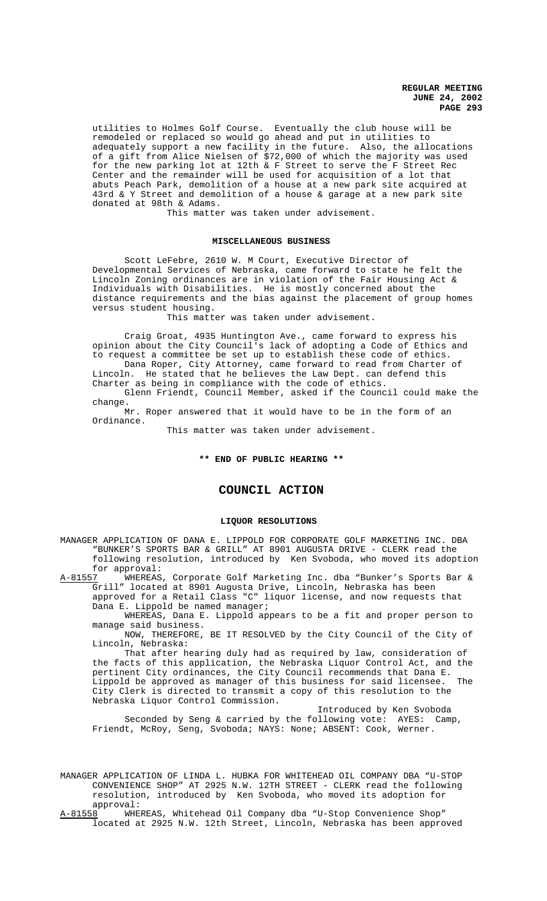utilities to Holmes Golf Course. Eventually the club house will be remodeled or replaced so would go ahead and put in utilities to adequately support a new facility in the future. Also, the allocations of a gift from Alice Nielsen of $72,000 of which the majority was used for the new parking lot at 12th & F Street to serve the F Street Rec Center and the remainder will be used for acquisition of a lot that abuts Peach Park, demolition of a house at a new park site acquired at 43rd & Y Street and demolition of a house & garage at a new park site donated at 98th & Adams.

This matter was taken under advisement.

**MISCELLANEOUS BUSINESS**

Scott LeFebre, 2610 W. M Court, Executive Director of Developmental Services of Nebraska, came forward to state he felt the Lincoln Zoning ordinances are in violation of the Fair Housing Act & Individuals with Disabilities. He is mostly concerned about the distance requirements and the bias against the placement of group homes versus student housing.

This matter was taken under advisement.

Craig Groat, 4935 Huntington Ave., came forward to express his opinion about the City Council's lack of adopting a Code of Ethics and to request a committee be set up to establish these code of ethics.

Dana Roper, City Attorney, came forward to read from Charter of Lincoln. He stated that he believes the Law Dept. can defend this Charter as being in compliance with the code of ethics.

Glenn Friendt, Council Member, asked if the Council could make the change.

Mr. Roper answered that it would have to be in the form of an Ordinance.

This matter was taken under advisement.

**\*\* END OF PUBLIC HEARING \*\***

## COUNCIL ACTION

**LIQUOR RESOLUTIONS**

MANAGER APPLICATION OF DANA E. LIPPOLD FOR CORPORATE GOLF MARKETING INC. DBA "BUNKER'S SPORTS BAR & GRILL" AT 8901 AUGUSTA DRIVE - CLERK read the following resolution, introduced by Ken Svoboda, who moved its adoption for approval:

A-81557 WHEREAS, Corporate Golf Marketing Inc. dba "Bunker's Sports Bar & Grill" located at 8901 Augusta Drive, Lincoln, Nebraska has been approved for a Retail Class "C" liquor license, and now requests that Dana E. Lippold be named manager;

WHEREAS, Dana E. Lippold appears to be a fit and proper person to manage said business.

NOW, THEREFORE, BE IT RESOLVED by the City Council of the City of Lincoln, Nebraska:

That after hearing duly had as required by law, consideration of the facts of this application, the Nebraska Liquor Control Act, and the pertinent City ordinances, the City Council recommends that Dana E. Lippold be approved as manager of this business for said licensee. The City Clerk is directed to transmit a copy of this resolution to the Nebraska Liquor Control Commission.

Introduced by Ken Svoboda

Seconded by Seng & carried by the following vote: AYES: Camp, Friendt, McRoy, Seng, Svoboda; NAYS: None; ABSENT: Cook, Werner.

MANAGER APPLICATION OF LINDA L. HUBKA FOR WHITEHEAD OIL COMPANY DBA "U-STOP CONVENIENCE SHOP" AT 2925 N.W. 12TH STREET - CLERK read the following resolution, introduced by Ken Svoboda, who moved its adoption for approval:

A-81558 WHEREAS, Whitehead Oil Company dba "U-Stop Convenience Shop" located at 2925 N.W. 12th Street, Lincoln, Nebraska has been approved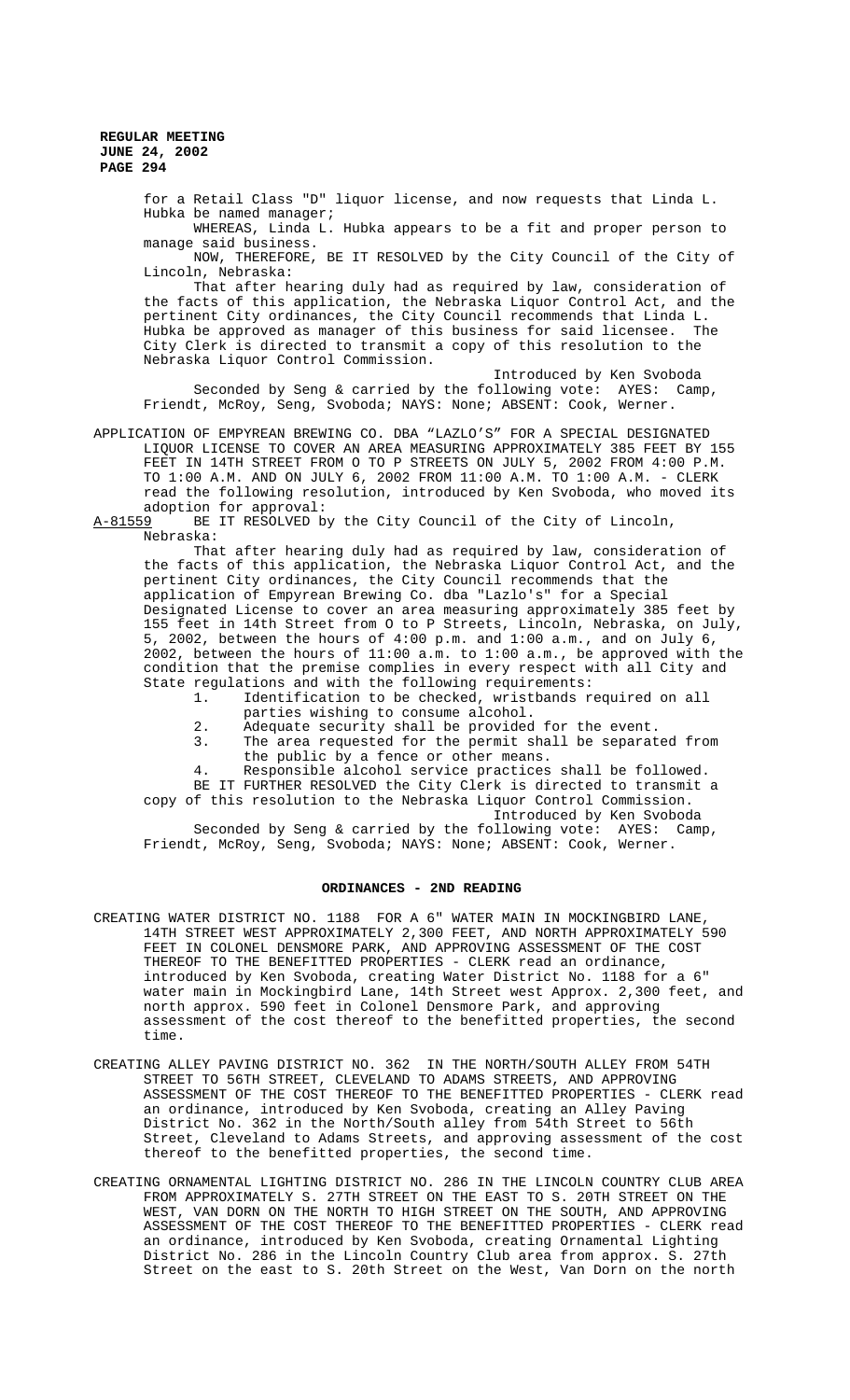for a Retail Class "D" liquor license, and now requests that Linda L. Hubka be named manager;

WHEREAS, Linda L. Hubka appears to be a fit and proper person to manage said business.

NOW, THEREFORE, BE IT RESOLVED by the City Council of the City of Lincoln, Nebraska:

That after hearing duly had as required by law, consideration of the facts of this application, the Nebraska Liquor Control Act, and the pertinent City ordinances, the City Council recommends that Linda L. Hubka be approved as manager of this business for said licensee. The City Clerk is directed to transmit a copy of this resolution to the Nebraska Liquor Control Commission.

Introduced by Ken Svoboda

Seconded by Seng & carried by the following vote: AYES: Camp, Friendt, McRoy, Seng, Svoboda; NAYS: None; ABSENT: Cook, Werner.

APPLICATION OF EMPYREAN BREWING CO. DBA "LAZLO'S" FOR A SPECIAL DESIGNATED LIQUOR LICENSE TO COVER AN AREA MEASURING APPROXIMATELY 385 FEET BY 155 FEET IN 14TH STREET FROM O TO P STREETS ON JULY 5, 2002 FROM 4:00 P.M. TO 1:00 A.M. AND ON JULY 6, 2002 FROM 11:00 A.M. TO 1:00 A.M. - CLERK read the following resolution, introduced by Ken Svoboda, who moved its adoption for approval:

A-81559 BE IT RESOLVED by the City Council of the City of Lincoln, Nebraska:

That after hearing duly had as required by law, consideration of the facts of this application, the Nebraska Liquor Control Act, and the pertinent City ordinances, the City Council recommends that the application of Empyrean Brewing Co. dba "Lazlo's" for a Special Designated License to cover an area measuring approximately 385 feet by 155 feet in 14th Street from O to P Streets, Lincoln, Nebraska, on July, 5, 2002, between the hours of 4:00 p.m. and 1:00 a.m., and on July 6, 2002, between the hours of 11:00 a.m. to 1:00 a.m., be approved with the condition that the premise complies in every respect with all City and State regulations and with the following requirements:

1. Identification to be checked, wristbands required on all parties wishing to consume alcohol.
2. Adequate security shall be provided for the event.
3. The area requested for the permit shall be separated from the public by a fence or other means.
4. Responsible alcohol service practices shall be followed.

BE IT FURTHER RESOLVED the City Clerk is directed to transmit a copy of this resolution to the Nebraska Liquor Control Commission.

Introduced by Ken Svoboda

Seconded by Seng & carried by the following vote: AYES: Camp, Friendt, McRoy, Seng, Svoboda; NAYS: None; ABSENT: Cook, Werner.

## ORDINANCES - 2ND READING

CREATING WATER DISTRICT NO. 1188 FOR A 6" WATER MAIN IN MOCKINGBIRD LANE, 14TH STREET WEST APPROXIMATELY 2,300 FEET, AND NORTH APPROXIMATELY 590 FEET IN COLONEL DENSMORE PARK, AND APPROVING ASSESSMENT OF THE COST THEREOF TO THE BENEFITTED PROPERTIES - CLERK read an ordinance, introduced by Ken Svoboda, creating Water District No. 1188 for a 6" water main in Mockingbird Lane, 14th Street west Approx. 2,300 feet, and north approx. 590 feet in Colonel Densmore Park, and approving assessment of the cost thereof to the benefitted properties, the second time.

CREATING ALLEY PAVING DISTRICT NO. 362 IN THE NORTH/SOUTH ALLEY FROM 54TH STREET TO 56TH STREET, CLEVELAND TO ADAMS STREETS, AND APPROVING ASSESSMENT OF THE COST THEREOF TO THE BENEFITTED PROPERTIES - CLERK read an ordinance, introduced by Ken Svoboda, creating an Alley Paving District No. 362 in the North/South alley from 54th Street to 56th Street, Cleveland to Adams Streets, and approving assessment of the cost thereof to the benefitted properties, the second time.

CREATING ORNAMENTAL LIGHTING DISTRICT NO. 286 IN THE LINCOLN COUNTRY CLUB AREA FROM APPROXIMATELY S. 27TH STREET ON THE EAST TO S. 20TH STREET ON THE WEST, VAN DORN ON THE NORTH TO HIGH STREET ON THE SOUTH, AND APPROVING ASSESSMENT OF THE COST THEREOF TO THE BENEFITTED PROPERTIES - CLERK read an ordinance, introduced by Ken Svoboda, creating Ornamental Lighting District No. 286 in the Lincoln Country Club area from approx. S. 27th Street on the east to S. 20th Street on the West, Van Dorn on the north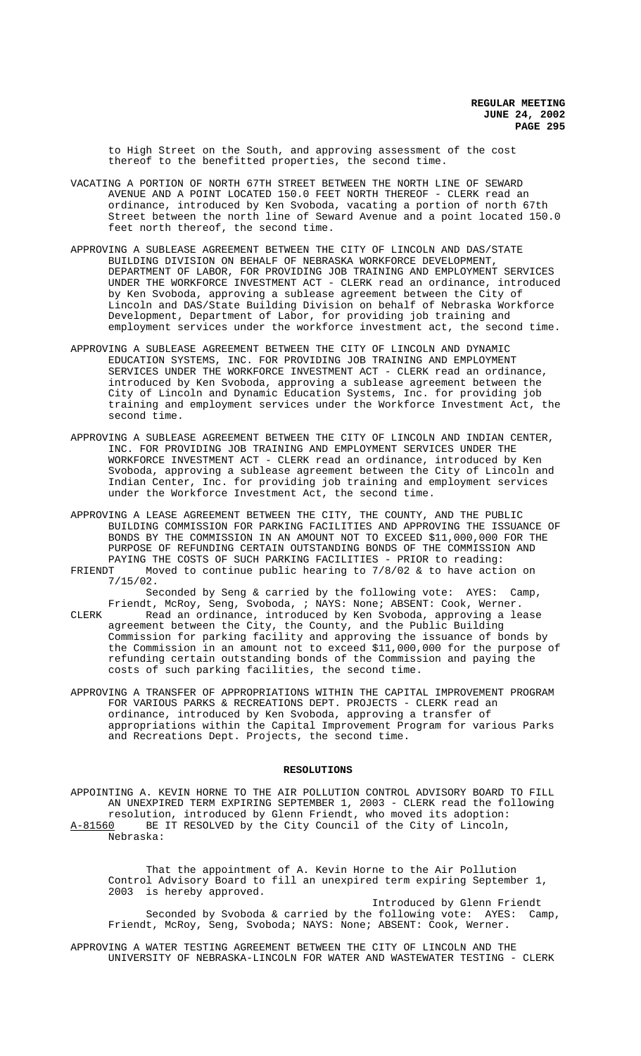to High Street on the South, and approving assessment of the cost thereof to the benefitted properties, the second time.

VACATING A PORTION OF NORTH 67TH STREET BETWEEN THE NORTH LINE OF SEWARD AVENUE AND A POINT LOCATED 150.0 FEET NORTH THEREOF - CLERK read an ordinance, introduced by Ken Svoboda, vacating a portion of north 67th Street between the north line of Seward Avenue and a point located 150.0 feet north thereof, the second time.

APPROVING A SUBLEASE AGREEMENT BETWEEN THE CITY OF LINCOLN AND DAS/STATE BUILDING DIVISION ON BEHALF OF NEBRASKA WORKFORCE DEVELOPMENT, DEPARTMENT OF LABOR, FOR PROVIDING JOB TRAINING AND EMPLOYMENT SERVICES UNDER THE WORKFORCE INVESTMENT ACT - CLERK read an ordinance, introduced by Ken Svoboda, approving a sublease agreement between the City of Lincoln and DAS/State Building Division on behalf of Nebraska Workforce Development, Department of Labor, for providing job training and employment services under the workforce investment act, the second time.

APPROVING A SUBLEASE AGREEMENT BETWEEN THE CITY OF LINCOLN AND DYNAMIC EDUCATION SYSTEMS, INC. FOR PROVIDING JOB TRAINING AND EMPLOYMENT SERVICES UNDER THE WORKFORCE INVESTMENT ACT - CLERK read an ordinance, introduced by Ken Svoboda, approving a sublease agreement between the City of Lincoln and Dynamic Education Systems, Inc. for providing job training and employment services under the Workforce Investment Act, the second time.

APPROVING A SUBLEASE AGREEMENT BETWEEN THE CITY OF LINCOLN AND INDIAN CENTER, INC. FOR PROVIDING JOB TRAINING AND EMPLOYMENT SERVICES UNDER THE WORKFORCE INVESTMENT ACT - CLERK read an ordinance, introduced by Ken Svoboda, approving a sublease agreement between the City of Lincoln and Indian Center, Inc. for providing job training and employment services under the Workforce Investment Act, the second time.

APPROVING A LEASE AGREEMENT BETWEEN THE CITY, THE COUNTY, AND THE PUBLIC BUILDING COMMISSION FOR PARKING FACILITIES AND APPROVING THE ISSUANCE OF BONDS BY THE COMMISSION IN AN AMOUNT NOT TO EXCEED $11,000,000 FOR THE PURPOSE OF REFUNDING CERTAIN OUTSTANDING BONDS OF THE COMMISSION AND PAYING THE COSTS OF SUCH PARKING FACILITIES - PRIOR to reading:

FRIENDT Moved to continue public hearing to 7/8/02 & to have action on 7/15/02.

Seconded by Seng & carried by the following vote: AYES: Camp, Friendt, McRoy, Seng, Svoboda, ; NAYS: None; ABSENT: Cook, Werner.

CLERK Read an ordinance, introduced by Ken Svoboda, approving a lease agreement between the City, the County, and the Public Building Commission for parking facility and approving the issuance of bonds by the Commission in an amount not to exceed $11,000,000 for the purpose of refunding certain outstanding bonds of the Commission and paying the costs of such parking facilities, the second time.

APPROVING A TRANSFER OF APPROPRIATIONS WITHIN THE CAPITAL IMPROVEMENT PROGRAM FOR VARIOUS PARKS & RECREATIONS DEPT. PROJECTS - CLERK read an ordinance, introduced by Ken Svoboda, approving a transfer of appropriations within the Capital Improvement Program for various Parks and Recreations Dept. Projects, the second time.

## RESOLUTIONS

APPOINTING A. KEVIN HORNE TO THE AIR POLLUTION CONTROL ADVISORY BOARD TO FILL AN UNEXPIRED TERM EXPIRING SEPTEMBER 1, 2003 - CLERK read the following resolution, introduced by Glenn Friendt, who moved its adoption:

A-81560 BE IT RESOLVED by the City Council of the City of Lincoln, Nebraska:

That the appointment of A. Kevin Horne to the Air Pollution Control Advisory Board to fill an unexpired term expiring September 1, 2003 is hereby approved.

Introduced by Glenn Friendt

Seconded by Svoboda & carried by the following vote: AYES: Camp, Friendt, McRoy, Seng, Svoboda; NAYS: None; ABSENT: Cook, Werner.

APPROVING A WATER TESTING AGREEMENT BETWEEN THE CITY OF LINCOLN AND THE UNIVERSITY OF NEBRASKA-LINCOLN FOR WATER AND WASTEWATER TESTING - CLERK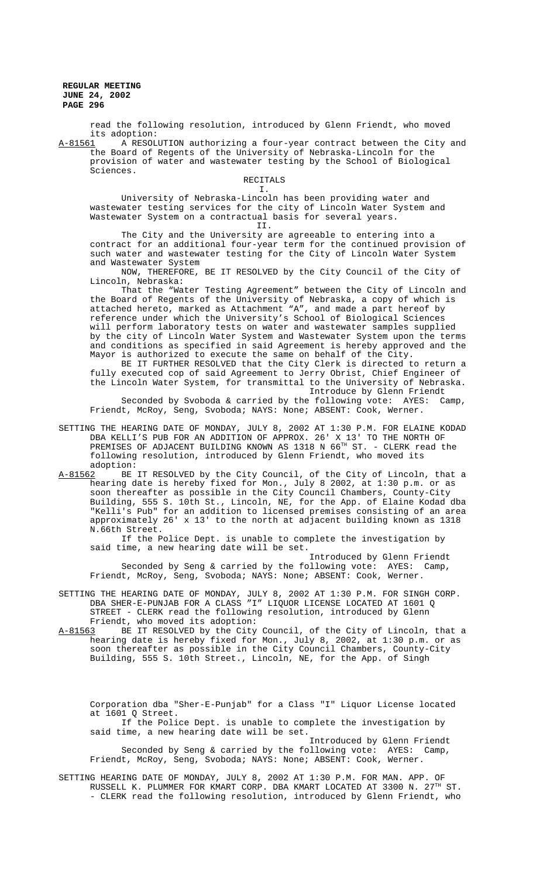read the following resolution, introduced by Glenn Friendt, who moved its adoption:

A-81561 A RESOLUTION authorizing a four-year contract between the City and the Board of Regents of the University of Nebraska-Lincoln for the provision of water and wastewater testing by the School of Biological Sciences.

RECITALS

I.

University of Nebraska-Lincoln has been providing water and wastewater testing services for the city of Lincoln Water System and Wastewater System on a contractual basis for several years.

II.

The City and the University are agreeable to entering into a contract for an additional four-year term for the continued provision of such water and wastewater testing for the City of Lincoln Water System and Wastewater System

NOW, THEREFORE, BE IT RESOLVED by the City Council of the City of Lincoln, Nebraska:

That the "Water Testing Agreement" between the City of Lincoln and the Board of Regents of the University of Nebraska, a copy of which is attached hereto, marked as Attachment "A", and made a part hereof by reference under which the University's School of Biological Sciences will perform laboratory tests on water and wastewater samples supplied by the city of Lincoln Water System and Wastewater System upon the terms and conditions as specified in said Agreement is hereby approved and the Mayor is authorized to execute the same on behalf of the City.

BE IT FURTHER RESOLVED that the City Clerk is directed to return a fully executed cop of said Agreement to Jerry Obrist, Chief Engineer of the Lincoln Water System, for transmittal to the University of Nebraska.

Introduce by Glenn Friendt

Seconded by Svoboda & carried by the following vote: AYES: Camp, Friendt, McRoy, Seng, Svoboda; NAYS: None; ABSENT: Cook, Werner.

SETTING THE HEARING DATE OF MONDAY, JULY 8, 2002 AT 1:30 P.M. FOR ELAINE KODAD DBA KELLI'S PUB FOR AN ADDITION OF APPROX. 26' X 13' TO THE NORTH OF PREMISES OF ADJACENT BUILDING KNOWN AS 1318 N 66TH ST. - CLERK read the following resolution, introduced by Glenn Friendt, who moved its adoption:

A-81562 BE IT RESOLVED by the City Council, of the City of Lincoln, that a hearing date is hereby fixed for Mon., July 8 2002, at 1:30 p.m. or as soon thereafter as possible in the City Council Chambers, County-City Building, 555 S. 10th St., Lincoln, NE, for the App. of Elaine Kodad dba "Kelli's Pub" for an addition to licensed premises consisting of an area approximately 26' x 13' to the north at adjacent building known as 1318 N.66th Street.

If the Police Dept. is unable to complete the investigation by said time, a new hearing date will be set.

Introduced by Glenn Friendt

Seconded by Seng & carried by the following vote: AYES: Camp, Friendt, McRoy, Seng, Svoboda; NAYS: None; ABSENT: Cook, Werner.

SETTING THE HEARING DATE OF MONDAY, JULY 8, 2002 AT 1:30 P.M. FOR SINGH CORP. DBA SHER-E-PUNJAB FOR A CLASS "I" LIQUOR LICENSE LOCATED AT 1601 Q STREET - CLERK read the following resolution, introduced by Glenn Friendt, who moved its adoption:

A-81563 BE IT RESOLVED by the City Council, of the City of Lincoln, that a hearing date is hereby fixed for Mon., July 8, 2002, at 1:30 p.m. or as soon thereafter as possible in the City Council Chambers, County-City Building, 555 S. 10th Street., Lincoln, NE, for the App. of Singh Corporation dba "Sher-E-Punjab" for a Class "I" Liquor License located at 1601 Q Street.

If the Police Dept. is unable to complete the investigation by said time, a new hearing date will be set.

Introduced by Glenn Friendt

Seconded by Seng & carried by the following vote: AYES: Camp, Friendt, McRoy, Seng, Svoboda; NAYS: None; ABSENT: Cook, Werner.

SETTING HEARING DATE OF MONDAY, JULY 8, 2002 AT 1:30 P.M. FOR MAN. APP. OF RUSSELL K. PLUMMER FOR KMART CORP. DBA KMART LOCATED AT 3300 N. 27TH ST. - CLERK read the following resolution, introduced by Glenn Friendt, who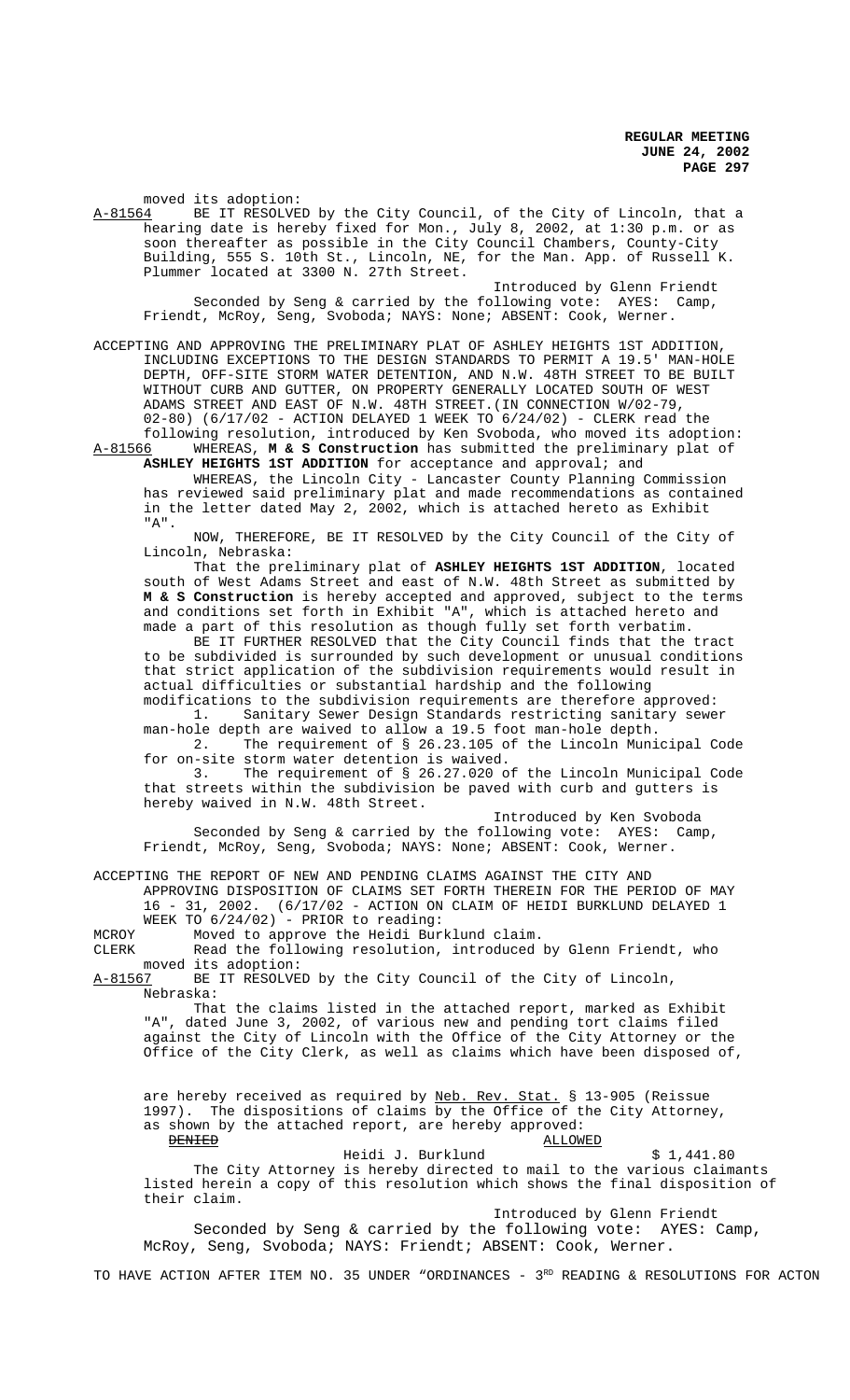moved its adoption:

A-81564 BE IT RESOLVED by the City Council, of the City of Lincoln, that a hearing date is hereby fixed for Mon., July 8, 2002, at 1:30 p.m. or as soon thereafter as possible in the City Council Chambers, County-City Building, 555 S. 10th St., Lincoln, NE, for the Man. App. of Russell K. Plummer located at 3300 N. 27th Street.

Introduced by Glenn Friendt

Seconded by Seng & carried by the following vote: AYES: Camp, Friendt, McRoy, Seng, Svoboda; NAYS: None; ABSENT: Cook, Werner.

ACCEPTING AND APPROVING THE PRELIMINARY PLAT OF ASHLEY HEIGHTS 1ST ADDITION, INCLUDING EXCEPTIONS TO THE DESIGN STANDARDS TO PERMIT A 19.5' MAN-HOLE DEPTH, OFF-SITE STORM WATER DETENTION, AND N.W. 48TH STREET TO BE BUILT WITHOUT CURB AND GUTTER, ON PROPERTY GENERALLY LOCATED SOUTH OF WEST ADAMS STREET AND EAST OF N.W. 48TH STREET.(IN CONNECTION W/02-79, 02-80) (6/17/02 - ACTION DELAYED 1 WEEK TO 6/24/02) - CLERK read the following resolution, introduced by Ken Svoboda, who moved its adoption:

A-81566 WHEREAS, **M & S Construction** has submitted the preliminary plat of **ASHLEY HEIGHTS 1ST ADDITION** for acceptance and approval; and

WHEREAS, the Lincoln City - Lancaster County Planning Commission has reviewed said preliminary plat and made recommendations as contained in the letter dated May 2, 2002, which is attached hereto as Exhibit "A".

NOW, THEREFORE, BE IT RESOLVED by the City Council of the City of Lincoln, Nebraska:

That the preliminary plat of **ASHLEY HEIGHTS 1ST ADDITION**, located south of West Adams Street and east of N.W. 48th Street as submitted by **M & S Construction** is hereby accepted and approved, subject to the terms and conditions set forth in Exhibit "A", which is attached hereto and made a part of this resolution as though fully set forth verbatim.

BE IT FURTHER RESOLVED that the City Council finds that the tract to be subdivided is surrounded by such development or unusual conditions that strict application of the subdivision requirements would result in actual difficulties or substantial hardship and the following modifications to the subdivision requirements are therefore approved:

1. Sanitary Sewer Design Standards restricting sanitary sewer man-hole depth are waived to allow a 19.5 foot man-hole depth.
2. The requirement of § 26.23.105 of the Lincoln Municipal Code for on-site storm water detention is waived.
3. The requirement of § 26.27.020 of the Lincoln Municipal Code that streets within the subdivision be paved with curb and gutters is hereby waived in N.W. 48th Street.

Introduced by Ken Svoboda

Seconded by Seng & carried by the following vote: AYES: Camp, Friendt, McRoy, Seng, Svoboda; NAYS: None; ABSENT: Cook, Werner.

ACCEPTING THE REPORT OF NEW AND PENDING CLAIMS AGAINST THE CITY AND APPROVING DISPOSITION OF CLAIMS SET FORTH THEREIN FOR THE PERIOD OF MAY 16 - 31, 2002. (6/17/02 - ACTION ON CLAIM OF HEIDI BURKLUND DELAYED 1 WEEK TO 6/24/02) - PRIOR to reading:

MCROY Moved to approve the Heidi Burklund claim.

CLERK Read the following resolution, introduced by Glenn Friendt, who moved its adoption:

A-81567 BE IT RESOLVED by the City Council of the City of Lincoln, Nebraska:

That the claims listed in the attached report, marked as Exhibit "A", dated June 3, 2002, of various new and pending tort claims filed against the City of Lincoln with the Office of the City Attorney or the Office of the City Clerk, as well as claims which have been disposed of, are hereby received as required by Neb. Rev. Stat. § 13-905 (Reissue 1997). The dispositions of claims by the Office of the City Attorney, as shown by the attached report, are hereby approved:

| ~~DENIED~~ | ALLOWED | |
|---|---|---|
| | Heidi J. Burklund | $ 1,441.80 |

The City Attorney is hereby directed to mail to the various claimants listed herein a copy of this resolution which shows the final disposition of their claim.

Introduced by Glenn Friendt

Seconded by Seng & carried by the following vote: AYES: Camp, McRoy, Seng, Svoboda; NAYS: Friendt; ABSENT: Cook, Werner.

TO HAVE ACTION AFTER ITEM NO. 35 UNDER "ORDINANCES - 3RD READING & RESOLUTIONS FOR ACTON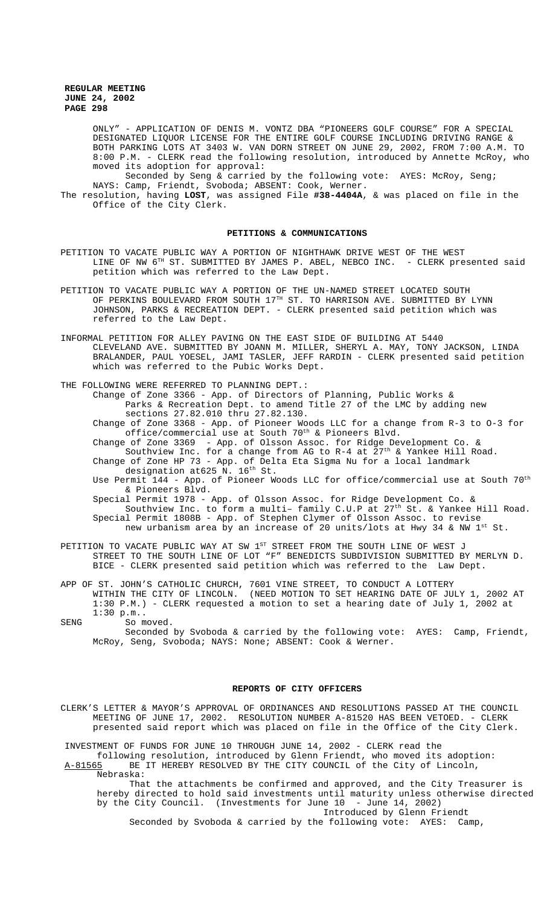ONLY" - APPLICATION OF DENIS M. VONTZ DBA "PIONEERS GOLF COURSE" FOR A SPECIAL DESIGNATED LIQUOR LICENSE FOR THE ENTIRE GOLF COURSE INCLUDING DRIVING RANGE & BOTH PARKING LOTS AT 3403 W. VAN DORN STREET ON JUNE 29, 2002, FROM 7:00 A.M. TO 8:00 P.M. - CLERK read the following resolution, introduced by Annette McRoy, who moved its adoption for approval:

Seconded by Seng & carried by the following vote: AYES: McRoy, Seng; NAYS: Camp, Friendt, Svoboda; ABSENT: Cook, Werner.

The resolution, having **LOST**, was assigned File **#38-4404A**, & was placed on file in the Office of the City Clerk.

## PETITIONS & COMMUNICATIONS

PETITION TO VACATE PUBLIC WAY A PORTION OF NIGHTHAWK DRIVE WEST OF THE WEST LINE OF NW 6TH ST. SUBMITTED BY JAMES P. ABEL, NEBCO INC. - CLERK presented said petition which was referred to the Law Dept.

PETITION TO VACATE PUBLIC WAY A PORTION OF THE UN-NAMED STREET LOCATED SOUTH OF PERKINS BOULEVARD FROM SOUTH 17TH ST. TO HARRISON AVE. SUBMITTED BY LYNN JOHNSON, PARKS & RECREATION DEPT. - CLERK presented said petition which was referred to the Law Dept.

INFORMAL PETITION FOR ALLEY PAVING ON THE EAST SIDE OF BUILDING AT 5440 CLEVELAND AVE. SUBMITTED BY JOANN M. MILLER, SHERYL A. MAY, TONY JACKSON, LINDA BRALANDER, PAUL YOESEL, JAMI TASLER, JEFF RARDIN - CLERK presented said petition which was referred to the Pubic Works Dept.

THE FOLLOWING WERE REFERRED TO PLANNING DEPT.:

- Change of Zone 3366 - App. of Directors of Planning, Public Works & Parks & Recreation Dept. to amend Title 27 of the LMC by adding new sections 27.82.010 thru 27.82.130.
- Change of Zone 3368 - App. of Pioneer Woods LLC for a change from R-3 to O-3 for office/commercial use at South 70th & Pioneers Blvd.
- Change of Zone 3369 - App. of Olsson Assoc. for Ridge Development Co. & Southview Inc. for a change from AG to R-4 at 27th & Yankee Hill Road.
- Change of Zone HP 73 - App. of Delta Eta Sigma Nu for a local landmark designation at625 N. 16th St.
- Use Permit 144 - App. of Pioneer Woods LLC for office/commercial use at South 70th & Pioneers Blvd.
- Special Permit 1978 - App. of Olsson Assoc. for Ridge Development Co. & Southview Inc. to form a multi– family C.U.P at 27th St. & Yankee Hill Road.
- Special Permit 1808B - App. of Stephen Clymer of Olsson Assoc. to revise new urbanism area by an increase of 20 units/lots at Hwy 34 & NW 1st St.

PETITION TO VACATE PUBLIC WAY AT SW 1ST STREET FROM THE SOUTH LINE OF WEST J STREET TO THE SOUTH LINE OF LOT "F" BENEDICTS SUBDIVISION SUBMITTED BY MERLYN D. BICE - CLERK presented said petition which was referred to the Law Dept.

APP OF ST. JOHN'S CATHOLIC CHURCH, 7601 VINE STREET, TO CONDUCT A LOTTERY WITHIN THE CITY OF LINCOLN. (NEED MOTION TO SET HEARING DATE OF JULY 1, 2002 AT 1:30 P.M.) - CLERK requested a motion to set a hearing date of July 1, 2002 at 1:30 p.m..

SENG So moved.

Seconded by Svoboda & carried by the following vote: AYES: Camp, Friendt, McRoy, Seng, Svoboda; NAYS: None; ABSENT: Cook & Werner.

## REPORTS OF CITY OFFICERS

CLERK'S LETTER & MAYOR'S APPROVAL OF ORDINANCES AND RESOLUTIONS PASSED AT THE COUNCIL MEETING OF JUNE 17, 2002. RESOLUTION NUMBER A-81520 HAS BEEN VETOED. - CLERK presented said report which was placed on file in the Office of the City Clerk.

INVESTMENT OF FUNDS FOR JUNE 10 THROUGH JUNE 14, 2002 - CLERK read the following resolution, introduced by Glenn Friendt, who moved its adoption:

A-81565 BE IT HEREBY RESOLVED BY THE CITY COUNCIL of the City of Lincoln, Nebraska:

That the attachments be confirmed and approved, and the City Treasurer is hereby directed to hold said investments until maturity unless otherwise directed by the City Council. (Investments for June 10 - June 14, 2002)

Introduced by Glenn Friendt

Seconded by Svoboda & carried by the following vote: AYES: Camp,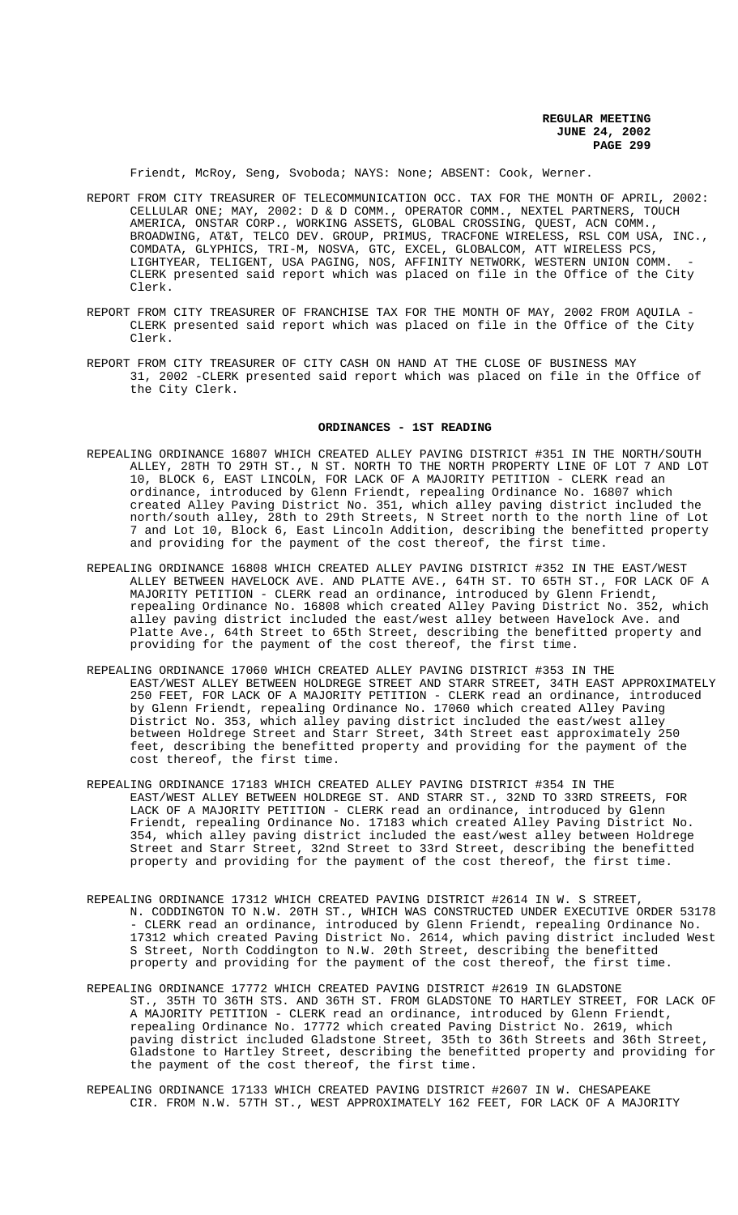Friendt, McRoy, Seng, Svoboda; NAYS: None; ABSENT: Cook, Werner.

REPORT FROM CITY TREASURER OF TELECOMMUNICATION OCC. TAX FOR THE MONTH OF APRIL, 2002: CELLULAR ONE; MAY, 2002: D & D COMM., OPERATOR COMM., NEXTEL PARTNERS, TOUCH AMERICA, ONSTAR CORP., WORKING ASSETS, GLOBAL CROSSING, QUEST, ACN COMM., BROADWING, AT&T, TELCO DEV. GROUP, PRIMUS, TRACFONE WIRELESS, RSL COM USA, INC., COMDATA, GLYPHICS, TRI-M, NOSVA, GTC, EXCEL, GLOBALCOM, ATT WIRELESS PCS, LIGHTYEAR, TELIGENT, USA PAGING, NOS, AFFINITY NETWORK, WESTERN UNION COMM. - CLERK presented said report which was placed on file in the Office of the City Clerk.

REPORT FROM CITY TREASURER OF FRANCHISE TAX FOR THE MONTH OF MAY, 2002 FROM AQUILA - CLERK presented said report which was placed on file in the Office of the City Clerk.

REPORT FROM CITY TREASURER OF CITY CASH ON HAND AT THE CLOSE OF BUSINESS MAY 31, 2002 -CLERK presented said report which was placed on file in the Office of the City Clerk.

## ORDINANCES - 1ST READING

REPEALING ORDINANCE 16807 WHICH CREATED ALLEY PAVING DISTRICT #351 IN THE NORTH/SOUTH ALLEY, 28TH TO 29TH ST., N ST. NORTH TO THE NORTH PROPERTY LINE OF LOT 7 AND LOT 10, BLOCK 6, EAST LINCOLN, FOR LACK OF A MAJORITY PETITION - CLERK read an ordinance, introduced by Glenn Friendt, repealing Ordinance No. 16807 which created Alley Paving District No. 351, which alley paving district included the north/south alley, 28th to 29th Streets, N Street north to the north line of Lot 7 and Lot 10, Block 6, East Lincoln Addition, describing the benefitted property and providing for the payment of the cost thereof, the first time.

REPEALING ORDINANCE 16808 WHICH CREATED ALLEY PAVING DISTRICT #352 IN THE EAST/WEST ALLEY BETWEEN HAVELOCK AVE. AND PLATTE AVE., 64TH ST. TO 65TH ST., FOR LACK OF A MAJORITY PETITION - CLERK read an ordinance, introduced by Glenn Friendt, repealing Ordinance No. 16808 which created Alley Paving District No. 352, which alley paving district included the east/west alley between Havelock Ave. and Platte Ave., 64th Street to 65th Street, describing the benefitted property and providing for the payment of the cost thereof, the first time.

REPEALING ORDINANCE 17060 WHICH CREATED ALLEY PAVING DISTRICT #353 IN THE EAST/WEST ALLEY BETWEEN HOLDREGE STREET AND STARR STREET, 34TH EAST APPROXIMATELY 250 FEET, FOR LACK OF A MAJORITY PETITION - CLERK read an ordinance, introduced by Glenn Friendt, repealing Ordinance No. 17060 which created Alley Paving District No. 353, which alley paving district included the east/west alley between Holdrege Street and Starr Street, 34th Street east approximately 250 feet, describing the benefitted property and providing for the payment of the cost thereof, the first time.

REPEALING ORDINANCE 17183 WHICH CREATED ALLEY PAVING DISTRICT #354 IN THE EAST/WEST ALLEY BETWEEN HOLDREGE ST. AND STARR ST., 32ND TO 33RD STREETS, FOR LACK OF A MAJORITY PETITION - CLERK read an ordinance, introduced by Glenn Friendt, repealing Ordinance No. 17183 which created Alley Paving District No. 354, which alley paving district included the east/west alley between Holdrege Street and Starr Street, 32nd Street to 33rd Street, describing the benefitted property and providing for the payment of the cost thereof, the first time.

REPEALING ORDINANCE 17312 WHICH CREATED PAVING DISTRICT #2614 IN W. S STREET, N. CODDINGTON TO N.W. 20TH ST., WHICH WAS CONSTRUCTED UNDER EXECUTIVE ORDER 53178 - CLERK read an ordinance, introduced by Glenn Friendt, repealing Ordinance No. 17312 which created Paving District No. 2614, which paving district included West S Street, North Coddington to N.W. 20th Street, describing the benefitted property and providing for the payment of the cost thereof, the first time.

REPEALING ORDINANCE 17772 WHICH CREATED PAVING DISTRICT #2619 IN GLADSTONE ST., 35TH TO 36TH STS. AND 36TH ST. FROM GLADSTONE TO HARTLEY STREET, FOR LACK OF A MAJORITY PETITION - CLERK read an ordinance, introduced by Glenn Friendt, repealing Ordinance No. 17772 which created Paving District No. 2619, which paving district included Gladstone Street, 35th to 36th Streets and 36th Street, Gladstone to Hartley Street, describing the benefitted property and providing for the payment of the cost thereof, the first time.

REPEALING ORDINANCE 17133 WHICH CREATED PAVING DISTRICT #2607 IN W. CHESAPEAKE CIR. FROM N.W. 57TH ST., WEST APPROXIMATELY 162 FEET, FOR LACK OF A MAJORITY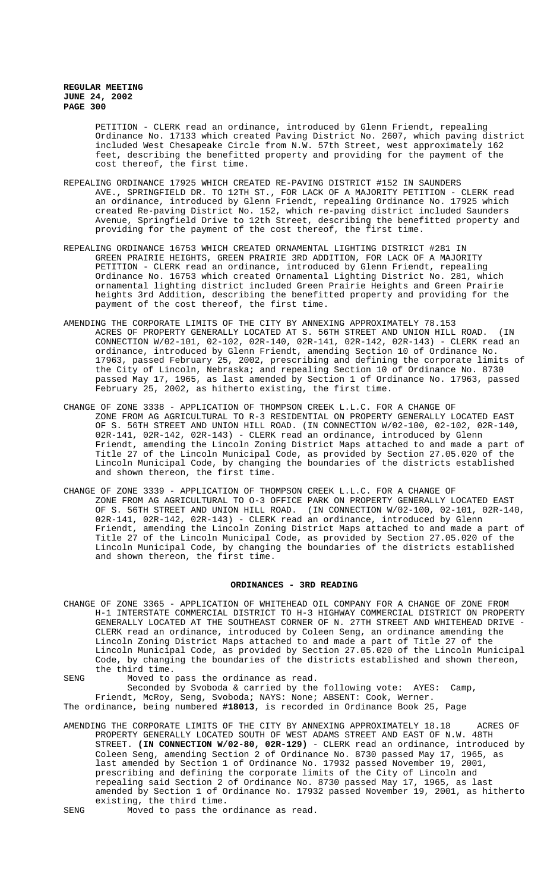PETITION - CLERK read an ordinance, introduced by Glenn Friendt, repealing Ordinance No. 17133 which created Paving District No. 2607, which paving district included West Chesapeake Circle from N.W. 57th Street, west approximately 162 feet, describing the benefitted property and providing for the payment of the cost thereof, the first time.

REPEALING ORDINANCE 17925 WHICH CREATED RE-PAVING DISTRICT #152 IN SAUNDERS AVE., SPRINGFIELD DR. TO 12TH ST., FOR LACK OF A MAJORITY PETITION - CLERK read an ordinance, introduced by Glenn Friendt, repealing Ordinance No. 17925 which created Re-paving District No. 152, which re-paving district included Saunders Avenue, Springfield Drive to 12th Street, describing the benefitted property and providing for the payment of the cost thereof, the first time.

REPEALING ORDINANCE 16753 WHICH CREATED ORNAMENTAL LIGHTING DISTRICT #281 IN GREEN PRAIRIE HEIGHTS, GREEN PRAIRIE 3RD ADDITION, FOR LACK OF A MAJORITY PETITION - CLERK read an ordinance, introduced by Glenn Friendt, repealing Ordinance No. 16753 which created Ornamental Lighting District No. 281, which ornamental lighting district included Green Prairie Heights and Green Prairie heights 3rd Addition, describing the benefitted property and providing for the payment of the cost thereof, the first time.

AMENDING THE CORPORATE LIMITS OF THE CITY BY ANNEXING APPROXIMATELY 78.153 ACRES OF PROPERTY GENERALLY LOCATED AT S. 56TH STREET AND UNION HILL ROAD. (IN CONNECTION W/02-101, 02-102, 02R-140, 02R-141, 02R-142, 02R-143) - CLERK read an ordinance, introduced by Glenn Friendt, amending Section 10 of Ordinance No. 17963, passed February 25, 2002, prescribing and defining the corporate limits of the City of Lincoln, Nebraska; and repealing Section 10 of Ordinance No. 8730 passed May 17, 1965, as last amended by Section 1 of Ordinance No. 17963, passed February 25, 2002, as hitherto existing, the first time.

CHANGE OF ZONE 3338 - APPLICATION OF THOMPSON CREEK L.L.C. FOR A CHANGE OF ZONE FROM AG AGRICULTURAL TO R-3 RESIDENTIAL ON PROPERTY GENERALLY LOCATED EAST OF S. 56TH STREET AND UNION HILL ROAD. (IN CONNECTION W/02-100, 02-102, 02R-140, 02R-141, 02R-142, 02R-143) - CLERK read an ordinance, introduced by Glenn Friendt, amending the Lincoln Zoning District Maps attached to and made a part of Title 27 of the Lincoln Municipal Code, as provided by Section 27.05.020 of the Lincoln Municipal Code, by changing the boundaries of the districts established and shown thereon, the first time.

CHANGE OF ZONE 3339 - APPLICATION OF THOMPSON CREEK L.L.C. FOR A CHANGE OF ZONE FROM AG AGRICULTURAL TO O-3 OFFICE PARK ON PROPERTY GENERALLY LOCATED EAST OF S. 56TH STREET AND UNION HILL ROAD. (IN CONNECTION W/02-100, 02-101, 02R-140, 02R-141, 02R-142, 02R-143) - CLERK read an ordinance, introduced by Glenn Friendt, amending the Lincoln Zoning District Maps attached to and made a part of Title 27 of the Lincoln Municipal Code, as provided by Section 27.05.020 of the Lincoln Municipal Code, by changing the boundaries of the districts established and shown thereon, the first time.

## ORDINANCES - 3RD READING

CHANGE OF ZONE 3365 - APPLICATION OF WHITEHEAD OIL COMPANY FOR A CHANGE OF ZONE FROM H-1 INTERSTATE COMMERCIAL DISTRICT TO H-3 HIGHWAY COMMERCIAL DISTRICT ON PROPERTY GENERALLY LOCATED AT THE SOUTHEAST CORNER OF N. 27TH STREET AND WHITEHEAD DRIVE - CLERK read an ordinance, introduced by Coleen Seng, an ordinance amending the Lincoln Zoning District Maps attached to and made a part of Title 27 of the Lincoln Municipal Code, as provided by Section 27.05.020 of the Lincoln Municipal Code, by changing the boundaries of the districts established and shown thereon, the third time.

SENG Moved to pass the ordinance as read.

Seconded by Svoboda & carried by the following vote: AYES: Camp, Friendt, McRoy, Seng, Svoboda; NAYS: None; ABSENT: Cook, Werner.

The ordinance, being numbered **#18013**, is recorded in Ordinance Book 25, Page

AMENDING THE CORPORATE LIMITS OF THE CITY BY ANNEXING APPROXIMATELY 18.18 ACRES OF PROPERTY GENERALLY LOCATED SOUTH OF WEST ADAMS STREET AND EAST OF N.W. 48TH STREET. **(IN CONNECTION W/02-80, 02R-129)** - CLERK read an ordinance, introduced by Coleen Seng, amending Section 2 of Ordinance No. 8730 passed May 17, 1965, as last amended by Section 1 of Ordinance No. 17932 passed November 19, 2001, prescribing and defining the corporate limits of the City of Lincoln and repealing said Section 2 of Ordinance No. 8730 passed May 17, 1965, as last amended by Section 1 of Ordinance No. 17932 passed November 19, 2001, as hitherto existing, the third time.

SENG Moved to pass the ordinance as read.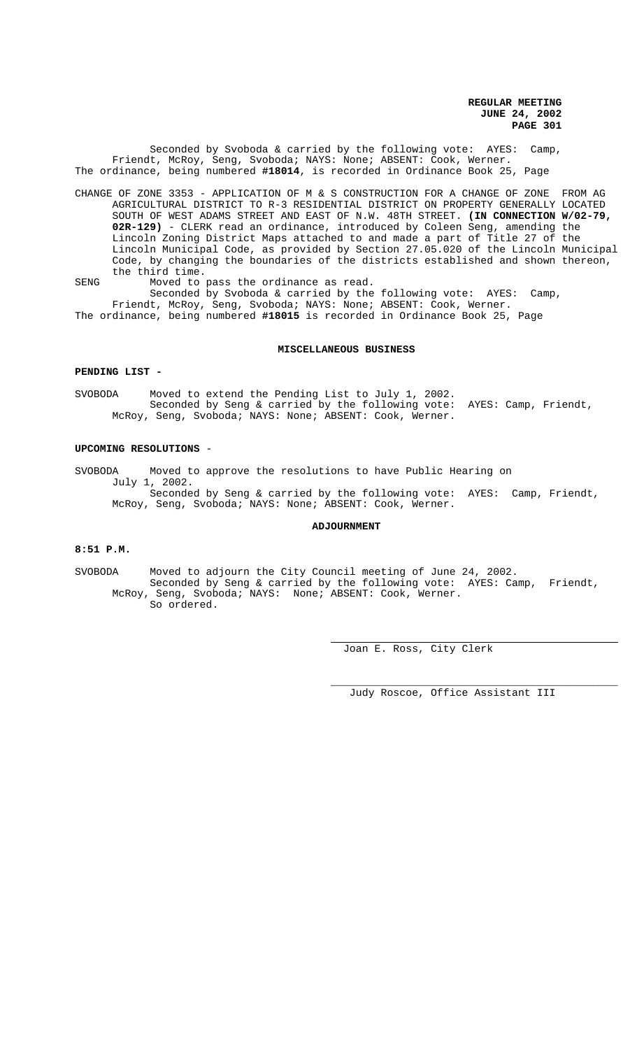Seconded by Svoboda & carried by the following vote: AYES: Camp, Friendt, McRoy, Seng, Svoboda; NAYS: None; ABSENT: Cook, Werner.
The ordinance, being numbered **#18014**, is recorded in Ordinance Book 25, Page

CHANGE OF ZONE 3353 - APPLICATION OF M & S CONSTRUCTION FOR A CHANGE OF ZONE FROM AG AGRICULTURAL DISTRICT TO R-3 RESIDENTIAL DISTRICT ON PROPERTY GENERALLY LOCATED SOUTH OF WEST ADAMS STREET AND EAST OF N.W. 48TH STREET. **(IN CONNECTION W/02-79, 02R-129)** - CLERK read an ordinance, introduced by Coleen Seng, amending the Lincoln Zoning District Maps attached to and made a part of Title 27 of the Lincoln Municipal Code, as provided by Section 27.05.020 of the Lincoln Municipal Code, by changing the boundaries of the districts established and shown thereon, the third time.

SENG Moved to pass the ordinance as read.
Seconded by Svoboda & carried by the following vote: AYES: Camp, Friendt, McRoy, Seng, Svoboda; NAYS: None; ABSENT: Cook, Werner.
The ordinance, being numbered **#18015** is recorded in Ordinance Book 25, Page

## MISCELLANEOUS BUSINESS

**PENDING LIST -**

SVOBODA Moved to extend the Pending List to July 1, 2002.
Seconded by Seng & carried by the following vote: AYES: Camp, Friendt, McRoy, Seng, Svoboda; NAYS: None; ABSENT: Cook, Werner.

**UPCOMING RESOLUTIONS** -

SVOBODA Moved to approve the resolutions to have Public Hearing on July 1, 2002.
Seconded by Seng & carried by the following vote: AYES: Camp, Friendt, McRoy, Seng, Svoboda; NAYS: None; ABSENT: Cook, Werner.

## ADJOURNMENT

**8:51 P.M.**

SVOBODA Moved to adjourn the City Council meeting of June 24, 2002.
Seconded by Seng & carried by the following vote: AYES: Camp, Friendt, McRoy, Seng, Svoboda; NAYS: None; ABSENT: Cook, Werner.
So ordered.

Joan E. Ross, City Clerk

Judy Roscoe, Office Assistant III